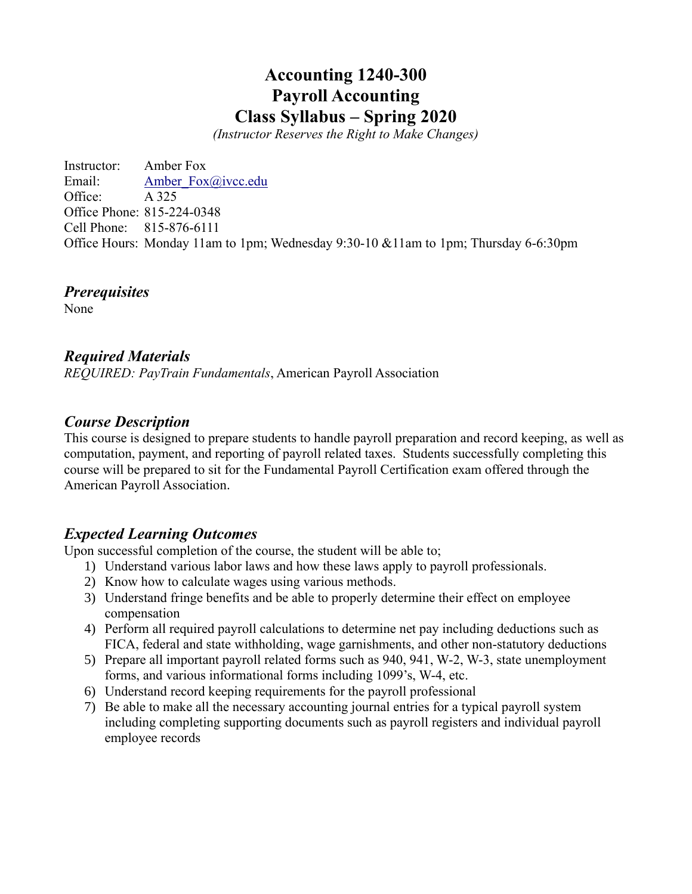# Accounting 1240-300
# Payroll Accounting
# Class Syllabus – Spring 2020

*(Instructor Reserves the Right to Make Changes)*

Instructor: Amber Fox
Email: Amber_Fox@ivcc.edu
Office: A 325
Office Phone: 815-224-0348
Cell Phone: 815-876-6111
Office Hours: Monday 11am to 1pm; Wednesday 9:30-10 &11am to 1pm; Thursday 6-6:30pm

## *Prerequisites*

None

## *Required Materials*

*REQUIRED: PayTrain Fundamentals*, American Payroll Association

## *Course Description*

This course is designed to prepare students to handle payroll preparation and record keeping, as well as computation, payment, and reporting of payroll related taxes. Students successfully completing this course will be prepared to sit for the Fundamental Payroll Certification exam offered through the American Payroll Association.

## *Expected Learning Outcomes*

Upon successful completion of the course, the student will be able to;

1) Understand various labor laws and how these laws apply to payroll professionals.
2) Know how to calculate wages using various methods.
3) Understand fringe benefits and be able to properly determine their effect on employee compensation
4) Perform all required payroll calculations to determine net pay including deductions such as FICA, federal and state withholding, wage garnishments, and other non-statutory deductions
5) Prepare all important payroll related forms such as 940, 941, W-2, W-3, state unemployment forms, and various informational forms including 1099's, W-4, etc.
6) Understand record keeping requirements for the payroll professional
7) Be able to make all the necessary accounting journal entries for a typical payroll system including completing supporting documents such as payroll registers and individual payroll employee records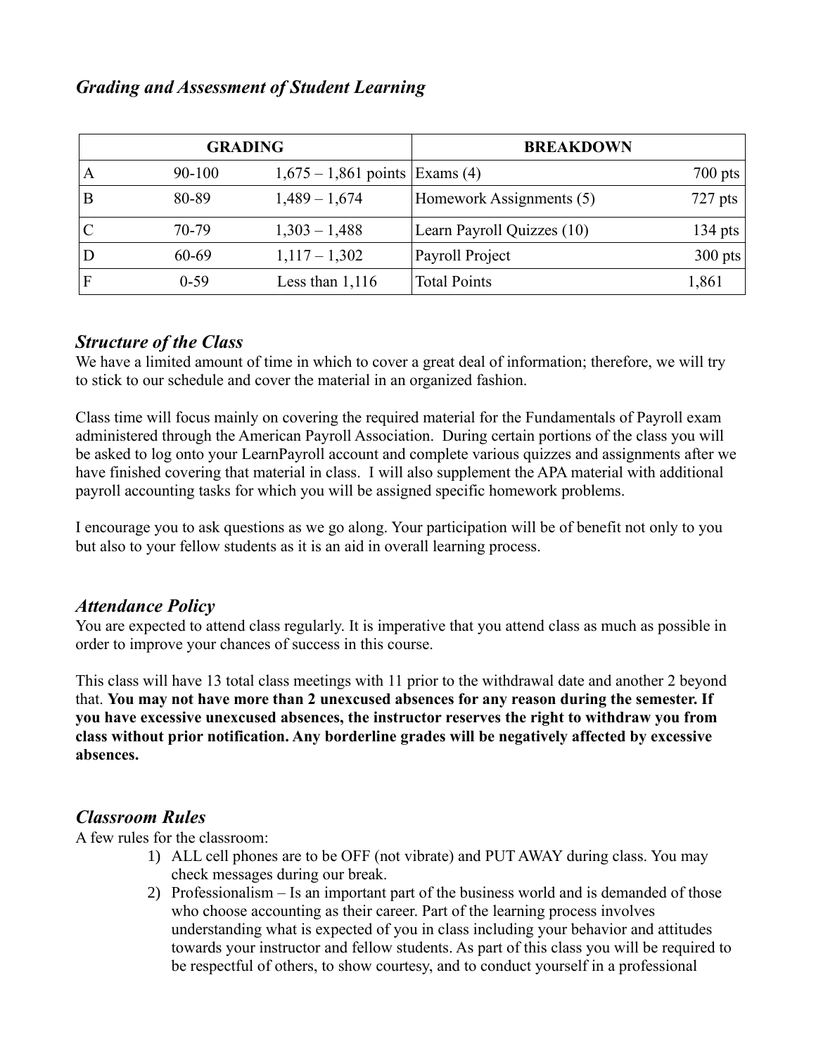## *Grading and Assessment of Student Learning*

| GRADING | | | BREAKDOWN | |
|---|---|---|---|---|
| A | 90-100 | 1,675 – 1,861 points | Exams (4) | 700 pts |
| B | 80-89 | 1,489 – 1,674 | Homework Assignments (5) | 727 pts |
| C | 70-79 | 1,303 – 1,488 | Learn Payroll Quizzes (10) | 134 pts |
| D | 60-69 | 1,117 – 1,302 | Payroll Project | 300 pts |
| F | 0-59 | Less than 1,116 | Total Points | 1,861 |

## *Structure of the Class*

We have a limited amount of time in which to cover a great deal of information; therefore, we will try to stick to our schedule and cover the material in an organized fashion.

Class time will focus mainly on covering the required material for the Fundamentals of Payroll exam administered through the American Payroll Association. During certain portions of the class you will be asked to log onto your LearnPayroll account and complete various quizzes and assignments after we have finished covering that material in class. I will also supplement the APA material with additional payroll accounting tasks for which you will be assigned specific homework problems.

I encourage you to ask questions as we go along. Your participation will be of benefit not only to you but also to your fellow students as it is an aid in overall learning process.

## *Attendance Policy*

You are expected to attend class regularly. It is imperative that you attend class as much as possible in order to improve your chances of success in this course.

This class will have 13 total class meetings with 11 prior to the withdrawal date and another 2 beyond that. **You may not have more than 2 unexcused absences for any reason during the semester. If you have excessive unexcused absences, the instructor reserves the right to withdraw you from class without prior notification. Any borderline grades will be negatively affected by excessive absences.**

## *Classroom Rules*

A few rules for the classroom:

1) ALL cell phones are to be OFF (not vibrate) and PUT AWAY during class. You may check messages during our break.
2) Professionalism – Is an important part of the business world and is demanded of those who choose accounting as their career. Part of the learning process involves understanding what is expected of you in class including your behavior and attitudes towards your instructor and fellow students. As part of this class you will be required to be respectful of others, to show courtesy, and to conduct yourself in a professional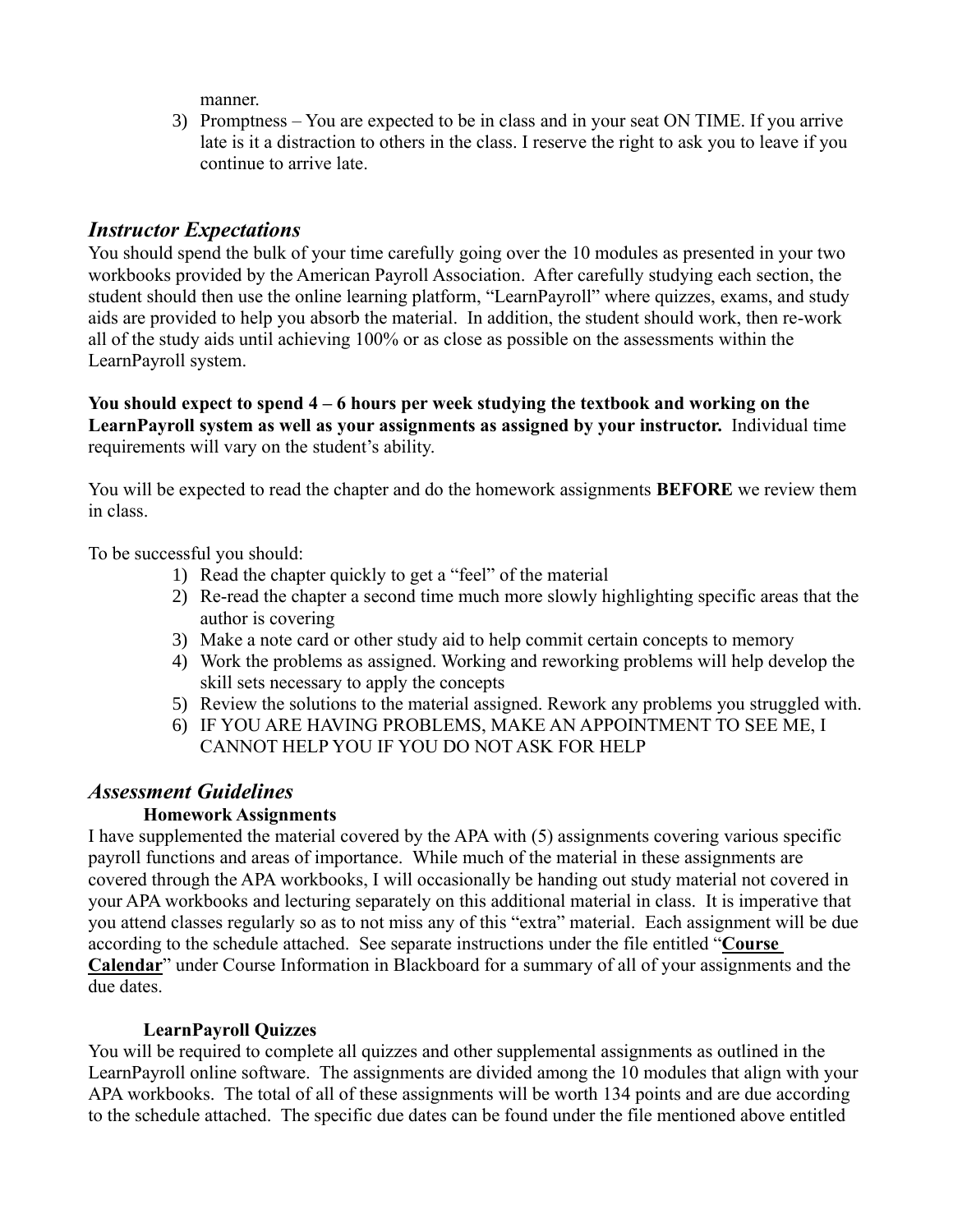manner.

3) Promptness – You are expected to be in class and in your seat ON TIME. If you arrive late is it a distraction to others in the class. I reserve the right to ask you to leave if you continue to arrive late.

## *Instructor Expectations*

You should spend the bulk of your time carefully going over the 10 modules as presented in your two workbooks provided by the American Payroll Association. After carefully studying each section, the student should then use the online learning platform, "LearnPayroll" where quizzes, exams, and study aids are provided to help you absorb the material. In addition, the student should work, then re-work all of the study aids until achieving 100% or as close as possible on the assessments within the LearnPayroll system.

**You should expect to spend 4 – 6 hours per week studying the textbook and working on the LearnPayroll system as well as your assignments as assigned by your instructor.** Individual time requirements will vary on the student's ability.

You will be expected to read the chapter and do the homework assignments **BEFORE** we review them in class.

To be successful you should:

1) Read the chapter quickly to get a "feel" of the material
2) Re-read the chapter a second time much more slowly highlighting specific areas that the author is covering
3) Make a note card or other study aid to help commit certain concepts to memory
4) Work the problems as assigned. Working and reworking problems will help develop the skill sets necessary to apply the concepts
5) Review the solutions to the material assigned. Rework any problems you struggled with.
6) IF YOU ARE HAVING PROBLEMS, MAKE AN APPOINTMENT TO SEE ME, I CANNOT HELP YOU IF YOU DO NOT ASK FOR HELP

## *Assessment Guidelines*

### Homework Assignments

I have supplemented the material covered by the APA with (5) assignments covering various specific payroll functions and areas of importance. While much of the material in these assignments are covered through the APA workbooks, I will occasionally be handing out study material not covered in your APA workbooks and lecturing separately on this additional material in class. It is imperative that you attend classes regularly so as to not miss any of this "extra" material. Each assignment will be due according to the schedule attached. See separate instructions under the file entitled "**Course Calendar**" under Course Information in Blackboard for a summary of all of your assignments and the due dates.

### LearnPayroll Quizzes

You will be required to complete all quizzes and other supplemental assignments as outlined in the LearnPayroll online software. The assignments are divided among the 10 modules that align with your APA workbooks. The total of all of these assignments will be worth 134 points and are due according to the schedule attached. The specific due dates can be found under the file mentioned above entitled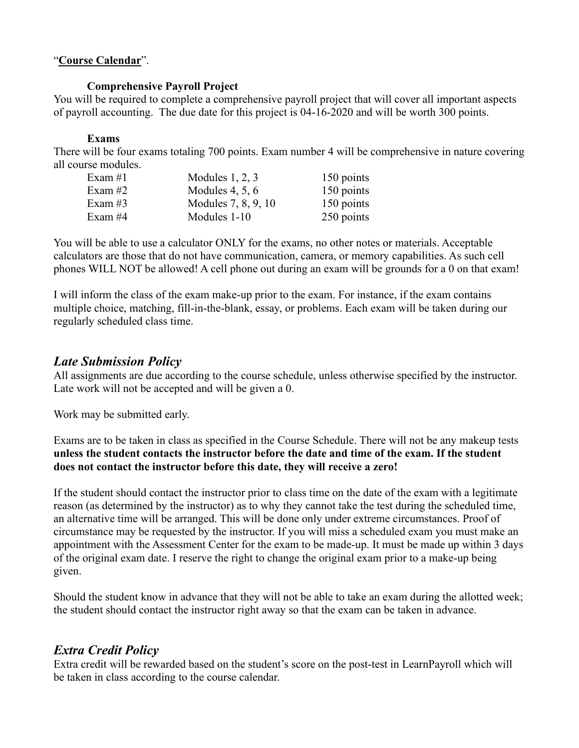"**Course Calendar**".

**Comprehensive Payroll Project**

You will be required to complete a comprehensive payroll project that will cover all important aspects of payroll accounting. The due date for this project is 04-16-2020 and will be worth 300 points.

**Exams**

There will be four exams totaling 700 points. Exam number 4 will be comprehensive in nature covering all course modules.

| | | |
|---|---|---|
| Exam #1 | Modules 1, 2, 3 | 150 points |
| Exam #2 | Modules 4, 5, 6 | 150 points |
| Exam #3 | Modules 7, 8, 9, 10 | 150 points |
| Exam #4 | Modules 1-10 | 250 points |

You will be able to use a calculator ONLY for the exams, no other notes or materials. Acceptable calculators are those that do not have communication, camera, or memory capabilities. As such cell phones WILL NOT be allowed! A cell phone out during an exam will be grounds for a 0 on that exam!

I will inform the class of the exam make-up prior to the exam. For instance, if the exam contains multiple choice, matching, fill-in-the-blank, essay, or problems. Each exam will be taken during our regularly scheduled class time.

## *Late Submission Policy*

All assignments are due according to the course schedule, unless otherwise specified by the instructor. Late work will not be accepted and will be given a 0.

Work may be submitted early.

Exams are to be taken in class as specified in the Course Schedule. There will not be any makeup tests **unless the student contacts the instructor before the date and time of the exam. If the student does not contact the instructor before this date, they will receive a zero!**

If the student should contact the instructor prior to class time on the date of the exam with a legitimate reason (as determined by the instructor) as to why they cannot take the test during the scheduled time, an alternative time will be arranged. This will be done only under extreme circumstances. Proof of circumstance may be requested by the instructor. If you will miss a scheduled exam you must make an appointment with the Assessment Center for the exam to be made-up. It must be made up within 3 days of the original exam date. I reserve the right to change the original exam prior to a make-up being given.

Should the student know in advance that they will not be able to take an exam during the allotted week; the student should contact the instructor right away so that the exam can be taken in advance.

## *Extra Credit Policy*

Extra credit will be rewarded based on the student's score on the post-test in LearnPayroll which will be taken in class according to the course calendar.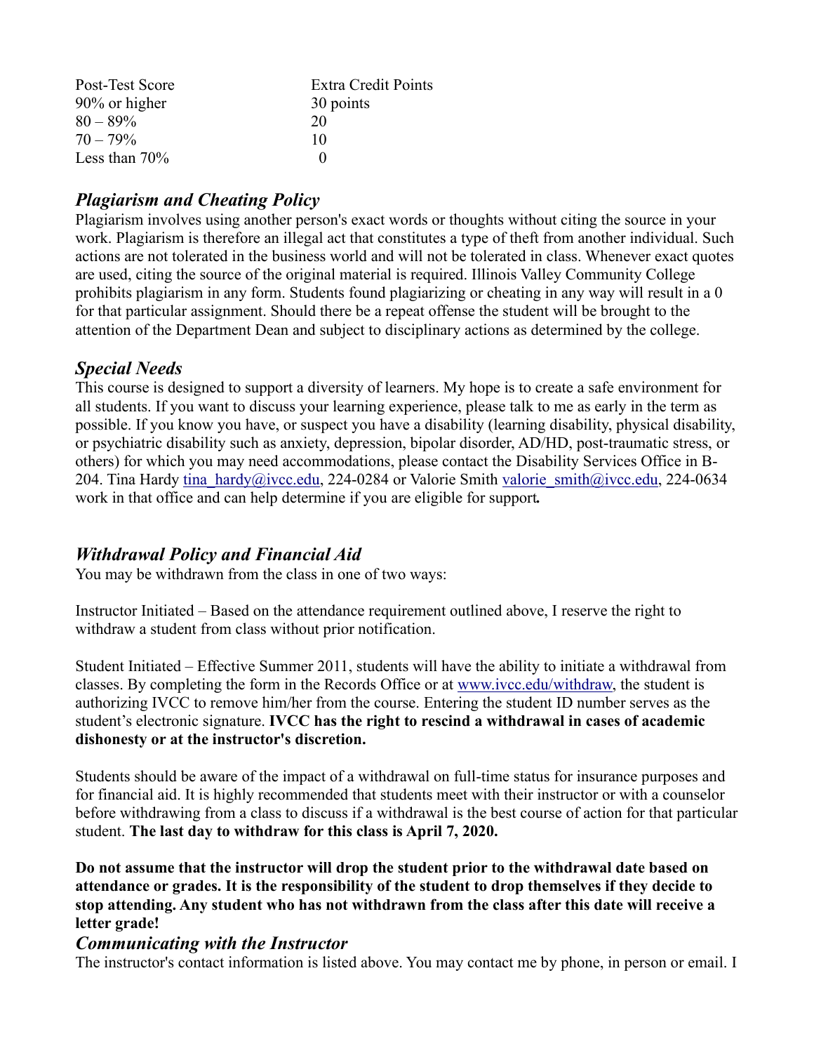| Post-Test Score | Extra Credit Points |
|---|---|
| 90% or higher | 30 points |
| 80 – 89% | 20 |
| 70 – 79% | 10 |
| Less than 70% | 0 |

### *Plagiarism and Cheating Policy*

Plagiarism involves using another person's exact words or thoughts without citing the source in your work. Plagiarism is therefore an illegal act that constitutes a type of theft from another individual. Such actions are not tolerated in the business world and will not be tolerated in class. Whenever exact quotes are used, citing the source of the original material is required. Illinois Valley Community College prohibits plagiarism in any form. Students found plagiarizing or cheating in any way will result in a 0 for that particular assignment. Should there be a repeat offense the student will be brought to the attention of the Department Dean and subject to disciplinary actions as determined by the college.

### *Special Needs*

This course is designed to support a diversity of learners. My hope is to create a safe environment for all students. If you want to discuss your learning experience, please talk to me as early in the term as possible. If you know you have, or suspect you have a disability (learning disability, physical disability, or psychiatric disability such as anxiety, depression, bipolar disorder, AD/HD, post-traumatic stress, or others) for which you may need accommodations, please contact the Disability Services Office in B-204. Tina Hardy tina_hardy@ivcc.edu, 224-0284 or Valorie Smith valorie_smith@ivcc.edu, 224-0634 work in that office and can help determine if you are eligible for support***.***

### *Withdrawal Policy and Financial Aid*

You may be withdrawn from the class in one of two ways:

Instructor Initiated – Based on the attendance requirement outlined above, I reserve the right to withdraw a student from class without prior notification.

Student Initiated – Effective Summer 2011, students will have the ability to initiate a withdrawal from classes. By completing the form in the Records Office or at www.ivcc.edu/withdraw, the student is authorizing IVCC to remove him/her from the course. Entering the student ID number serves as the student's electronic signature. **IVCC has the right to rescind a withdrawal in cases of academic dishonesty or at the instructor's discretion.**

Students should be aware of the impact of a withdrawal on full-time status for insurance purposes and for financial aid. It is highly recommended that students meet with their instructor or with a counselor before withdrawing from a class to discuss if a withdrawal is the best course of action for that particular student. **The last day to withdraw for this class is April 7, 2020.**

**Do not assume that the instructor will drop the student prior to the withdrawal date based on attendance or grades. It is the responsibility of the student to drop themselves if they decide to stop attending. Any student who has not withdrawn from the class after this date will receive a letter grade!**

### *Communicating with the Instructor*

The instructor's contact information is listed above. You may contact me by phone, in person or email. I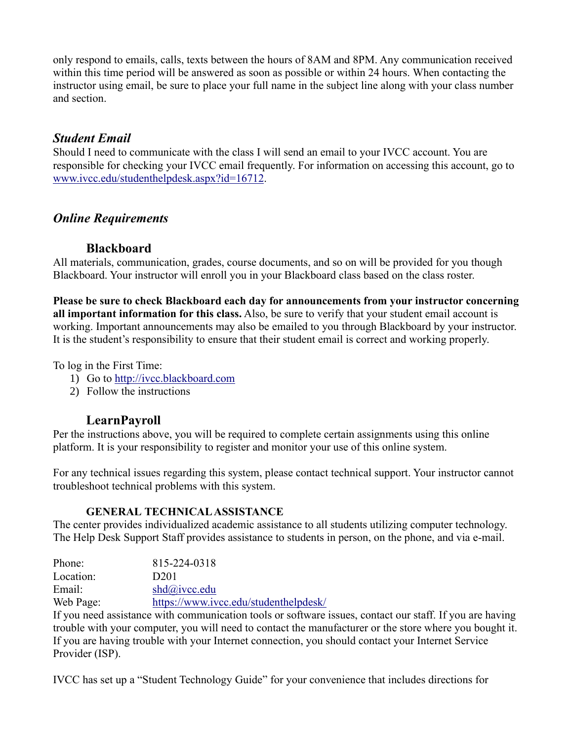only respond to emails, calls, texts between the hours of 8AM and 8PM. Any communication received within this time period will be answered as soon as possible or within 24 hours. When contacting the instructor using email, be sure to place your full name in the subject line along with your class number and section.

## *Student Email*

Should I need to communicate with the class I will send an email to your IVCC account. You are responsible for checking your IVCC email frequently. For information on accessing this account, go to www.ivcc.edu/studenthelpdesk.aspx?id=16712.

## *Online Requirements*

### Blackboard

All materials, communication, grades, course documents, and so on will be provided for you though Blackboard. Your instructor will enroll you in your Blackboard class based on the class roster.

**Please be sure to check Blackboard each day for announcements from your instructor concerning all important information for this class.** Also, be sure to verify that your student email account is working. Important announcements may also be emailed to you through Blackboard by your instructor. It is the student's responsibility to ensure that their student email is correct and working properly.

To log in the First Time:

1) Go to http://ivcc.blackboard.com
2) Follow the instructions

### LearnPayroll

Per the instructions above, you will be required to complete certain assignments using this online platform. It is your responsibility to register and monitor your use of this online system.

For any technical issues regarding this system, please contact technical support. Your instructor cannot troubleshoot technical problems with this system.

#### GENERAL TECHNICAL ASSISTANCE

The center provides individualized academic assistance to all students utilizing computer technology. The Help Desk Support Staff provides assistance to students in person, on the phone, and via e-mail.

| | |
|---|---|
| Phone: | 815-224-0318 |
| Location: | D201 |
| Email: | shd@ivcc.edu |
| Web Page: | https://www.ivcc.edu/studenthelpdesk/ |

If you need assistance with communication tools or software issues, contact our staff. If you are having trouble with your computer, you will need to contact the manufacturer or the store where you bought it. If you are having trouble with your Internet connection, you should contact your Internet Service Provider (ISP).

IVCC has set up a "Student Technology Guide" for your convenience that includes directions for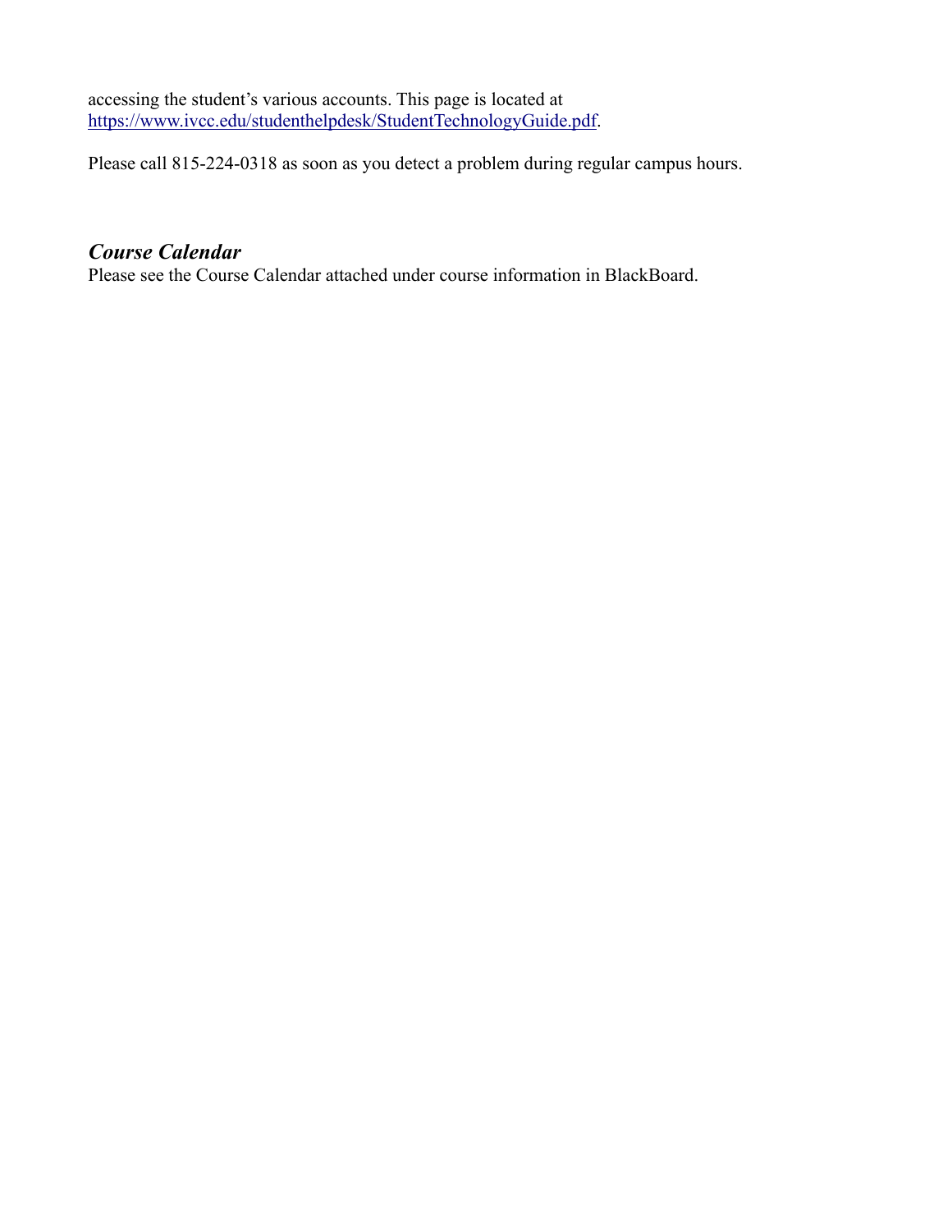accessing the student's various accounts. This page is located at [https://www.ivcc.edu/studenthelpdesk/StudentTechnologyGuide.pdf](https://www.ivcc.edu/studenthelpdesk/StudentTechnologyGuide.pdf).

Please call 815-224-0318 as soon as you detect a problem during regular campus hours.

### ***Course Calendar***

Please see the Course Calendar attached under course information in BlackBoard.